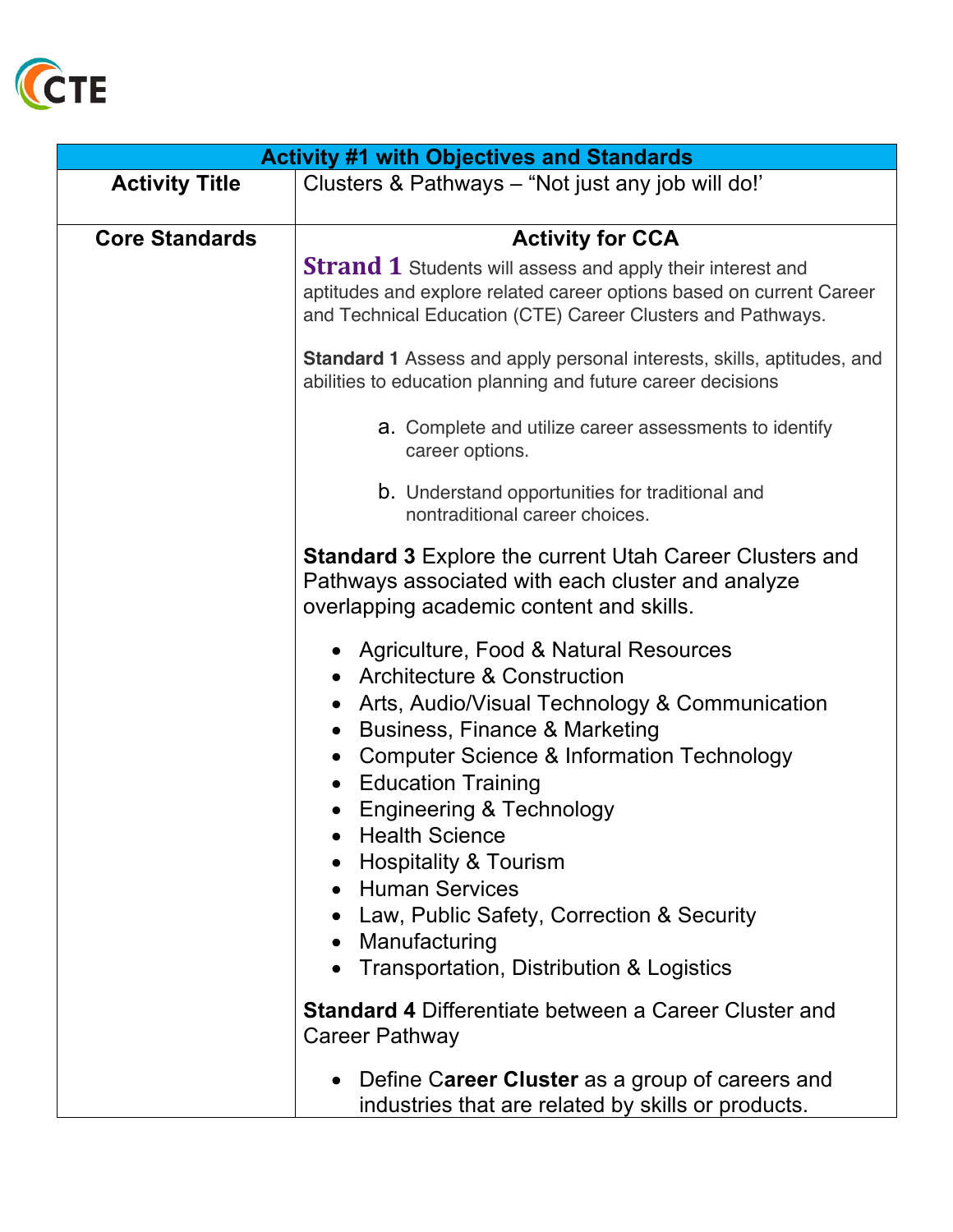CTE

| Activity #1 with Objectives and Standards | |
|---|---|
| **Activity Title** | Clusters & Pathways – "Not just any job will do!' |
| **Core Standards** | **Activity for CCA**<br><br>**Strand 1** Students will assess and apply their interest and aptitudes and explore related career options based on current Career and Technical Education (CTE) Career Clusters and Pathways.<br><br>**Standard 1** Assess and apply personal interests, skills, aptitudes, and abilities to education planning and future career decisions<br><br>a. Complete and utilize career assessments to identify career options.<br><br>b. Understand opportunities for traditional and nontraditional career choices.<br><br>**Standard 3** Explore the current Utah Career Clusters and Pathways associated with each cluster and analyze overlapping academic content and skills.<br><br>• Agriculture, Food & Natural Resources<br>• Architecture & Construction<br>• Arts, Audio/Visual Technology & Communication<br>• Business, Finance & Marketing<br>• Computer Science & Information Technology<br>• Education Training<br>• Engineering & Technology<br>• Health Science<br>• Hospitality & Tourism<br>• Human Services<br>• Law, Public Safety, Correction & Security<br>• Manufacturing<br>• Transportation, Distribution & Logistics<br><br>**Standard 4** Differentiate between a Career Cluster and Career Pathway<br><br>• Define C**areer Cluster** as a group of careers and industries that are related by skills or products. |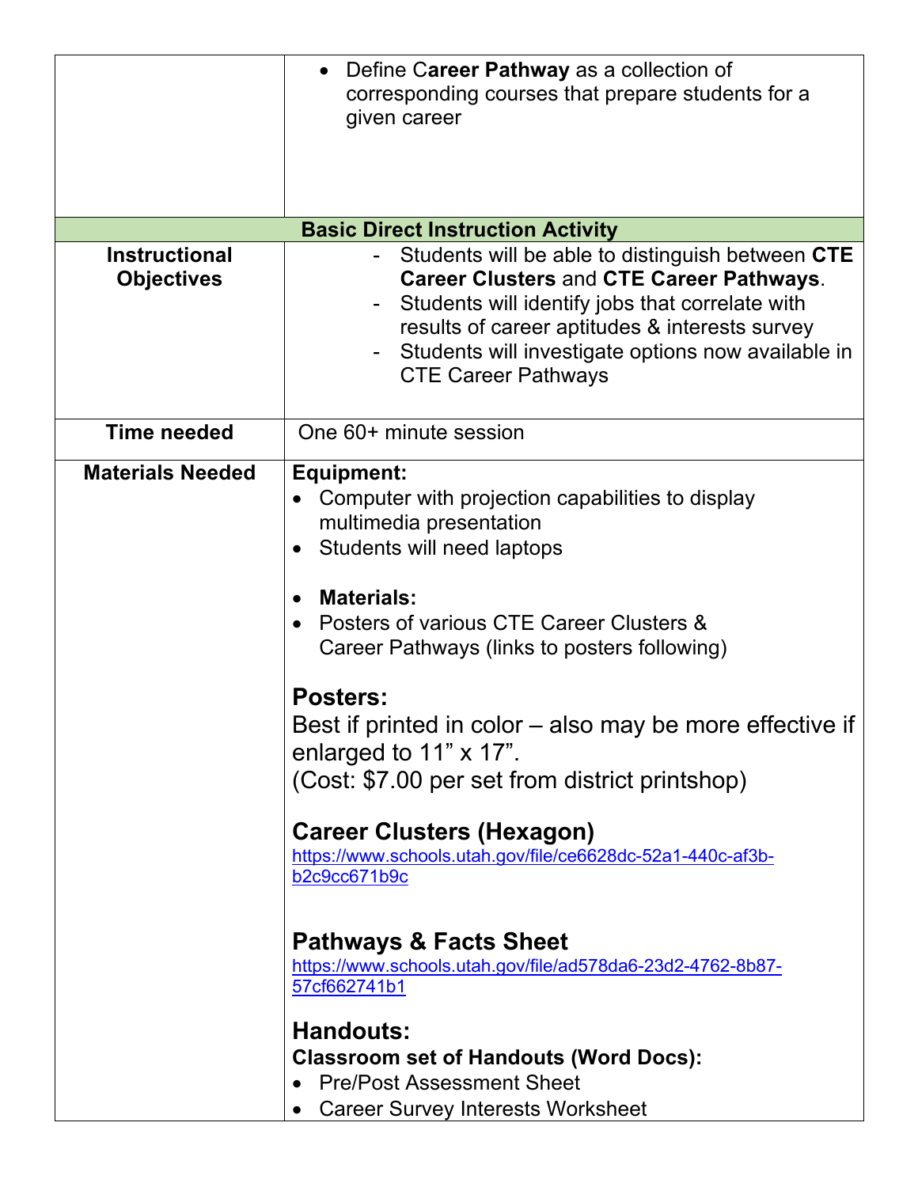| | |
|---|---|
| | • Define C**areer Pathway** as a collection of corresponding courses that prepare students for a given career |
| **Basic Direct Instruction Activity** | |
| **Instructional Objectives** | - Students will be able to distinguish between **CTE Career Clusters** and **CTE Career Pathways**.<br>- Students will identify jobs that correlate with results of career aptitudes & interests survey<br>- Students will investigate options now available in CTE Career Pathways |
| **Time needed** | One 60+ minute session |
| **Materials Needed** | **Equipment:**<br>• Computer with projection capabilities to display multimedia presentation<br>• Students will need laptops<br><br>• **Materials:**<br>• Posters of various CTE Career Clusters & Career Pathways (links to posters following)<br><br>**Posters:**<br>Best if printed in color – also may be more effective if enlarged to 11" x 17".<br>(Cost: $7.00 per set from district printshop)<br><br>**Career Clusters (Hexagon)**<br>https://www.schools.utah.gov/file/ce6628dc-52a1-440c-af3b-b2c9cc671b9c<br><br>**Pathways & Facts Sheet**<br>https://www.schools.utah.gov/file/ad578da6-23d2-4762-8b87-57cf662741b1<br><br>**Handouts:**<br>**Classroom set of Handouts (Word Docs):**<br>• Pre/Post Assessment Sheet<br>• Career Survey Interests Worksheet |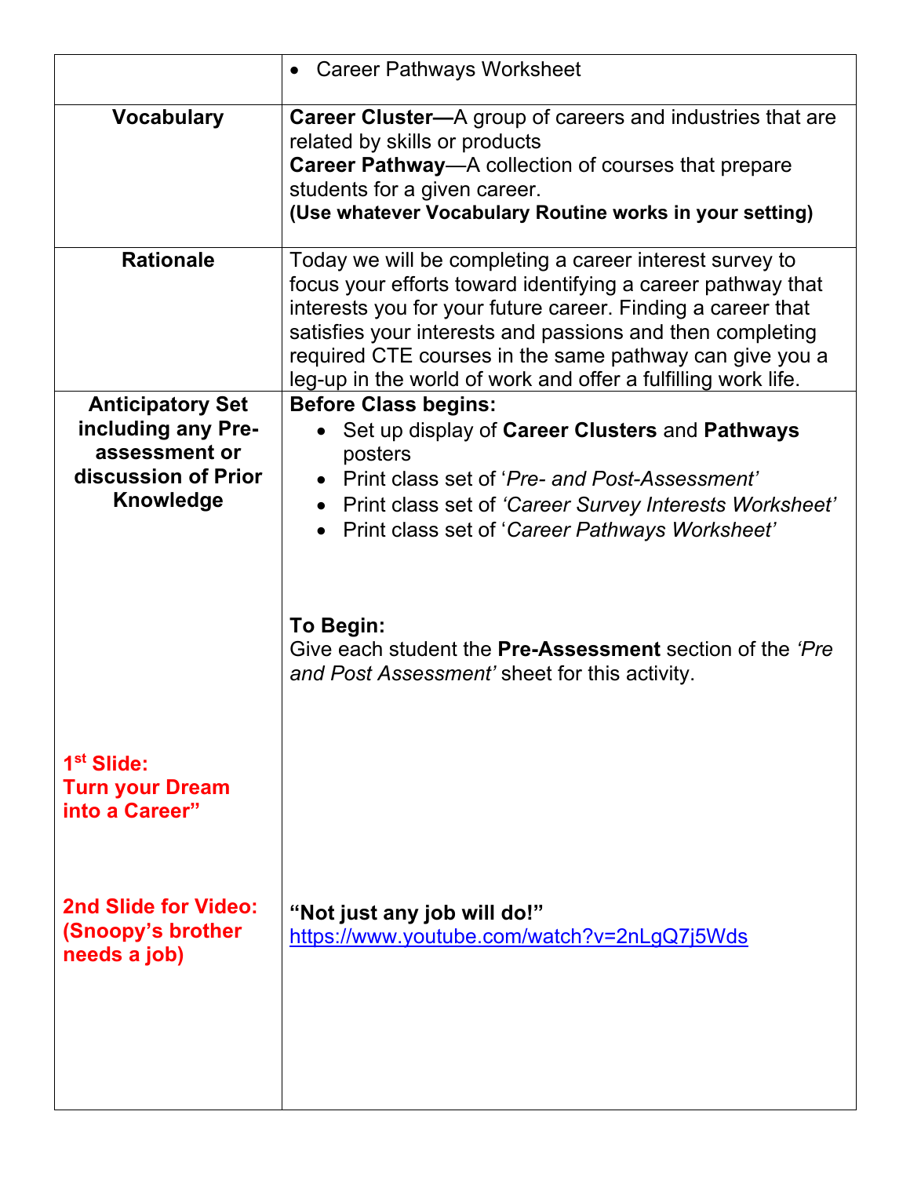| | |
|---|---|
| | • Career Pathways Worksheet |
| **Vocabulary** | **Career Cluster—**A group of careers and industries that are related by skills or products<br>**Career Pathway**—A collection of courses that prepare students for a given career.<br>**(Use whatever Vocabulary Routine works in your setting)** |
| **Rationale** | Today we will be completing a career interest survey to focus your efforts toward identifying a career pathway that interests you for your future career. Finding a career that satisfies your interests and passions and then completing required CTE courses in the same pathway can give you a leg-up in the world of work and offer a fulfilling work life. |
| **Anticipatory Set including any Pre-assessment or discussion of Prior Knowledge**<br><br>**1st Slide: Turn your Dream into a Career"**<br><br>**2nd Slide for Video: (Snoopy's brother needs a job)** | **Before Class begins:**<br>• Set up display of **Career Clusters** and **Pathways** posters<br>• Print class set of '*Pre- and Post-Assessment'*<br>• Print class set of *'Career Survey Interests Worksheet'*<br>• Print class set of '*Career Pathways Worksheet'*<br><br>**To Begin:**<br>Give each student the **Pre-Assessment** section of the *'Pre and Post Assessment'* sheet for this activity.<br><br>**"Not just any job will do!"**<br>https://www.youtube.com/watch?v=2nLgQ7j5Wds |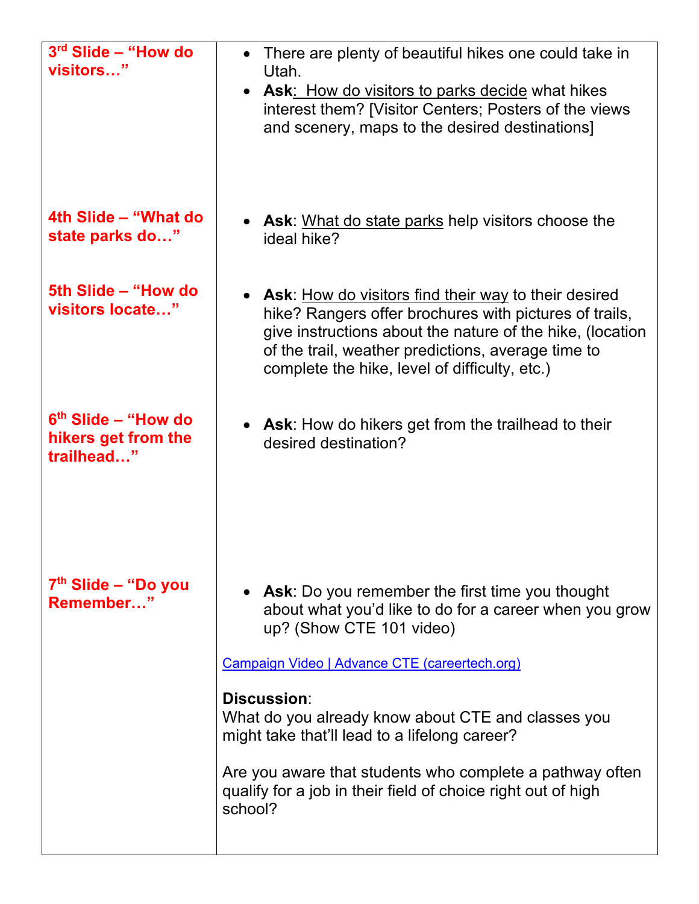| | |
|---|---|
| **3rd Slide – "How do visitors…"** | • There are plenty of beautiful hikes one could take in Utah.<br>• **Ask**: How do visitors to parks decide what hikes interest them? [Visitor Centers; Posters of the views and scenery, maps to the desired destinations] |
| **4th Slide – "What do state parks do…"** | • **Ask**: What do state parks help visitors choose the ideal hike? |
| **5th Slide – "How do visitors locate…"** | • **Ask**: How do visitors find their way to their desired hike? Rangers offer brochures with pictures of trails, give instructions about the nature of the hike, (location of the trail, weather predictions, average time to complete the hike, level of difficulty, etc.) |
| **6th Slide – "How do hikers get from the trailhead…"** | • **Ask**: How do hikers get from the trailhead to their desired destination? |
| **7th Slide – "Do you Remember…"** | • **Ask**: Do you remember the first time you thought about what you'd like to do for a career when you grow up? (Show CTE 101 video)<br><br>Campaign Video \| Advance CTE (careertech.org)<br><br>**Discussion**:<br>What do you already know about CTE and classes you might take that'll lead to a lifelong career?<br><br>Are you aware that students who complete a pathway often qualify for a job in their field of choice right out of high school? |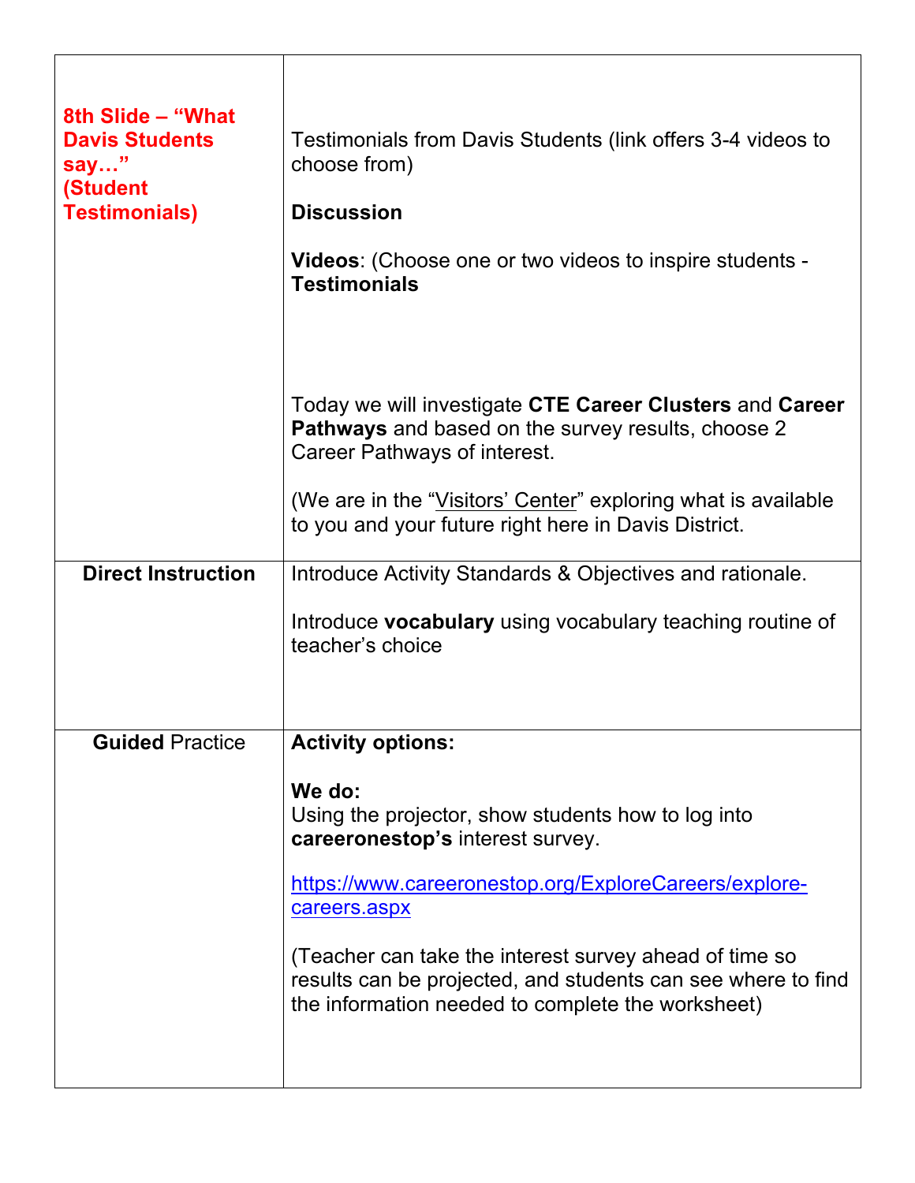| | |
|---|---|
| **8th Slide – "What Davis Students say…" (Student Testimonials)** | Testimonials from Davis Students (link offers 3-4 videos to choose from)<br><br>**Discussion**<br><br>**Videos**: (Choose one or two videos to inspire students - **Testimonials**<br><br>Today we will investigate **CTE Career Clusters** and **Career Pathways** and based on the survey results, choose 2 Career Pathways of interest.<br><br>(We are in the "Visitors' Center" exploring what is available to you and your future right here in Davis District. |
| **Direct Instruction** | Introduce Activity Standards & Objectives and rationale.<br><br>Introduce **vocabulary** using vocabulary teaching routine of teacher's choice |
| **Guided** Practice | **Activity options:**<br><br>**We do:**<br>Using the projector, show students how to log into **careeronestop's** interest survey.<br><br>https://www.careeronestop.org/ExploreCareers/explore-careers.aspx<br><br>(Teacher can take the interest survey ahead of time so results can be projected, and students can see where to find the information needed to complete the worksheet) |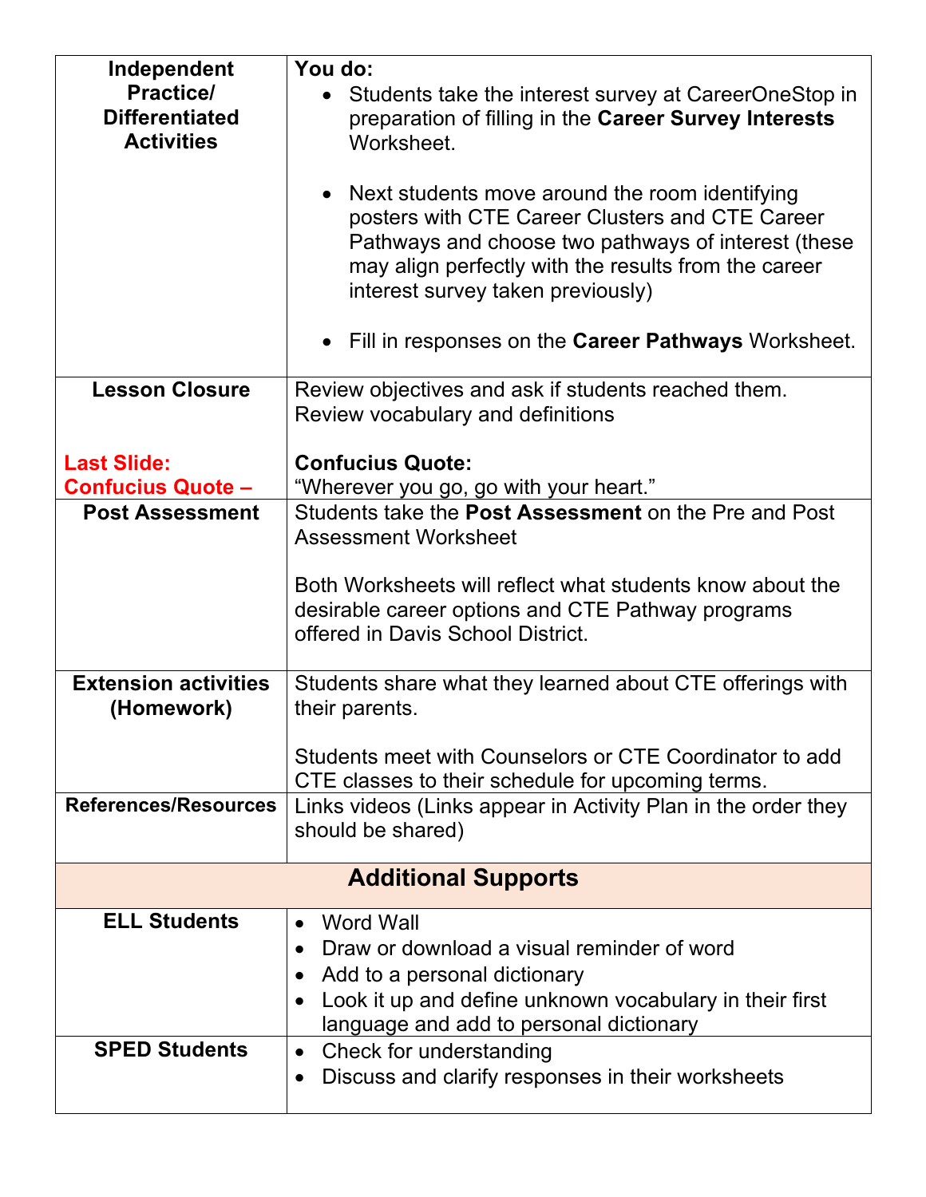| **Independent Practice/ Differentiated Activities** | **You do:**<br>• Students take the interest survey at CareerOneStop in preparation of filling in the **Career Survey Interests** Worksheet.<br><br>• Next students move around the room identifying posters with CTE Career Clusters and CTE Career Pathways and choose two pathways of interest (these may align perfectly with the results from the career interest survey taken previously)<br><br>• Fill in responses on the **Career Pathways** Worksheet. |
|---|---|
| **Lesson Closure**<br><br>**Last Slide: Confucius Quote –** | Review objectives and ask if students reached them.<br>Review vocabulary and definitions<br><br>**Confucius Quote:**<br>"Wherever you go, go with your heart." |
| **Post Assessment** | Students take the **Post Assessment** on the Pre and Post Assessment Worksheet<br><br>Both Worksheets will reflect what students know about the desirable career options and CTE Pathway programs offered in Davis School District. |
| **Extension activities (Homework)** | Students share what they learned about CTE offerings with their parents.<br><br>Students meet with Counselors or CTE Coordinator to add CTE classes to their schedule for upcoming terms. |
| **References/Resources** | Links videos (Links appear in Activity Plan in the order they should be shared) |
| **Additional Supports** | |
| **ELL Students** | • Word Wall<br>• Draw or download a visual reminder of word<br>• Add to a personal dictionary<br>• Look it up and define unknown vocabulary in their first language and add to personal dictionary |
| **SPED Students** | • Check for understanding<br>• Discuss and clarify responses in their worksheets |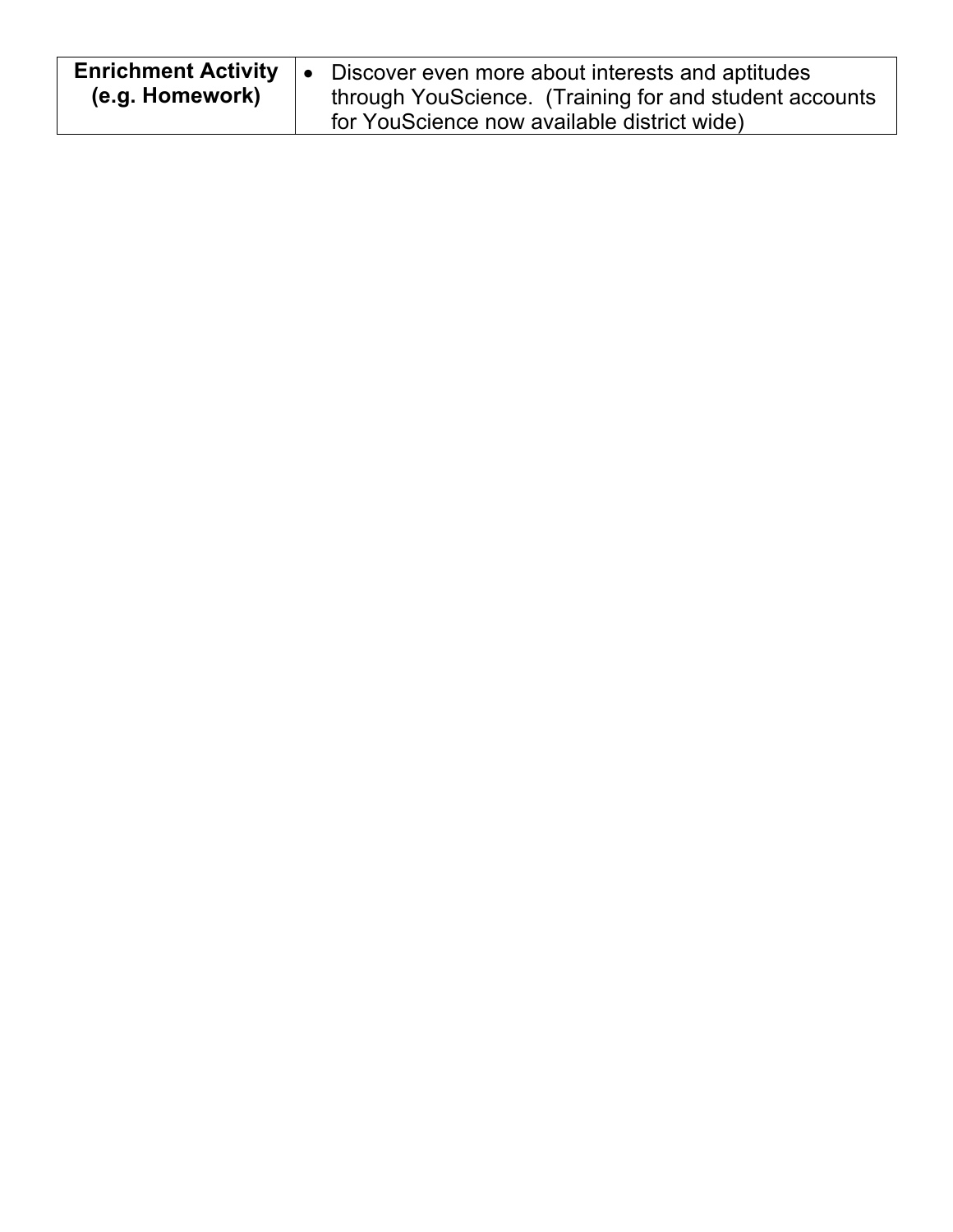| | |
|---|---|
| **Enrichment Activity (e.g. Homework)** | • Discover even more about interests and aptitudes through YouScience. (Training for and student accounts for YouScience now available district wide) |